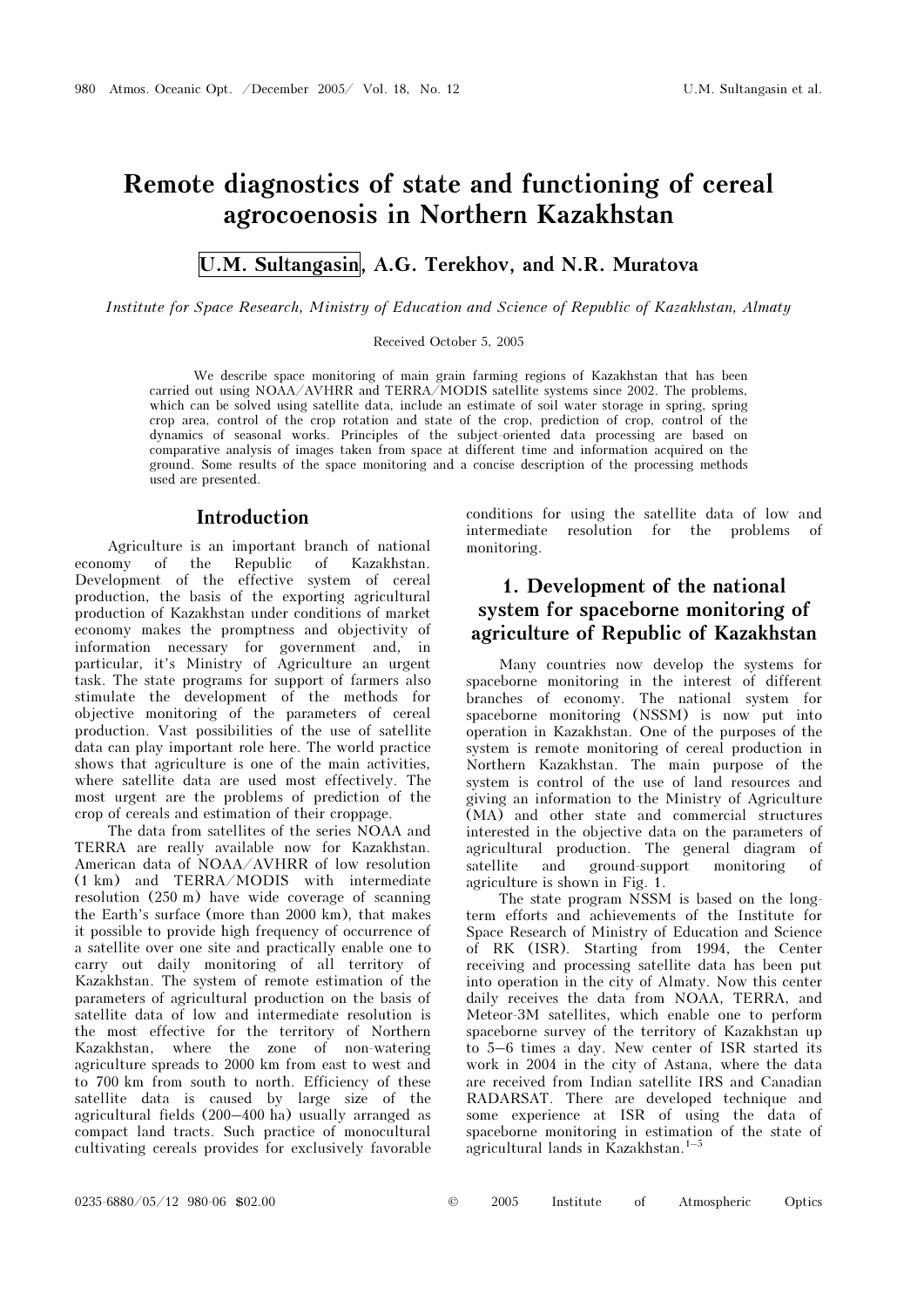# Remote diagnostics of state and functioning of cereal agrocoenosis in Northern Kazakhstan

U.M. Sultangasin, A.G. Terekhov, and N.R. Muratova

*Institute for Space Research, Ministry of Education and Science of Republic of Kazakhstan, Almaty*

Received October 5, 2005

We describe space monitoring of main grain farming regions of Kazakhstan that has been carried out using NOAA/AVHRR and TERRA/MODIS satellite systems since 2002. The problems, which can be solved using satellite data, include an estimate of soil water storage in spring, spring crop area, control of the crop rotation and state of the crop, prediction of crop, control of the dynamics of seasonal works. Principles of the subject-oriented data processing are based on comparative analysis of images taken from space at different time and information acquired on the ground. Some results of the space monitoring and a concise description of the processing methods used are presented.

## Introduction

Agriculture is an important branch of national economy of the Republic of Kazakhstan. Development of the effective system of cereal production, the basis of the exporting agricultural production of Kazakhstan under conditions of market economy makes the promptness and objectivity of information necessary for government and, in particular, it's Ministry of Agriculture an urgent task. The state programs for support of farmers also stimulate the development of the methods for objective monitoring of the parameters of cereal production. Vast possibilities of the use of satellite data can play important role here. The world practice shows that agriculture is one of the main activities, where satellite data are used most effectively. The most urgent are the problems of prediction of the crop of cereals and estimation of their croppage.

The data from satellites of the series NOAA and TERRA are really available now for Kazakhstan. American data of NOAA/AVHRR of low resolution (1 km) and TERRA/MODIS with intermediate resolution (250 m) have wide coverage of scanning the Earth's surface (more than 2000 km), that makes it possible to provide high frequency of occurrence of a satellite over one site and practically enable one to carry out daily monitoring of all territory of Kazakhstan. The system of remote estimation of the parameters of agricultural production on the basis of satellite data of low and intermediate resolution is the most effective for the territory of Northern Kazakhstan, where the zone of non-watering agriculture spreads to 2000 km from east to west and to 700 km from south to north. Efficiency of these satellite data is caused by large size of the agricultural fields (200–400 ha) usually arranged as compact land tracts. Such practice of monocultural cultivating cereals provides for exclusively favorable conditions for using the satellite data of low and intermediate resolution for the problems of monitoring.

## 1. Development of the national system for spaceborne monitoring of agriculture of Republic of Kazakhstan

Many countries now develop the systems for spaceborne monitoring in the interest of different branches of economy. The national system for spaceborne monitoring (NSSM) is now put into operation in Kazakhstan. One of the purposes of the system is remote monitoring of cereal production in Northern Kazakhstan. The main purpose of the system is control of the use of land resources and giving an information to the Ministry of Agriculture (MA) and other state and commercial structures interested in the objective data on the parameters of agricultural production. The general diagram of satellite and ground-support monitoring of agriculture is shown in Fig. 1.

The state program NSSM is based on the long-term efforts and achievements of the Institute for Space Research of Ministry of Education and Science of RK (ISR). Starting from 1994, the Center receiving and processing satellite data has been put into operation in the city of Almaty. Now this center daily receives the data from NOAA, TERRA, and Meteor-3M satellites, which enable one to perform spaceborne survey of the territory of Kazakhstan up to 5–6 times a day. New center of ISR started its work in 2004 in the city of Astana, where the data are received from Indian satellite IRS and Canadian RADARSAT. There are developed technique and some experience at ISR of using the data of spaceborne monitoring in estimation of the state of agricultural lands in Kazakhstan.[1–5]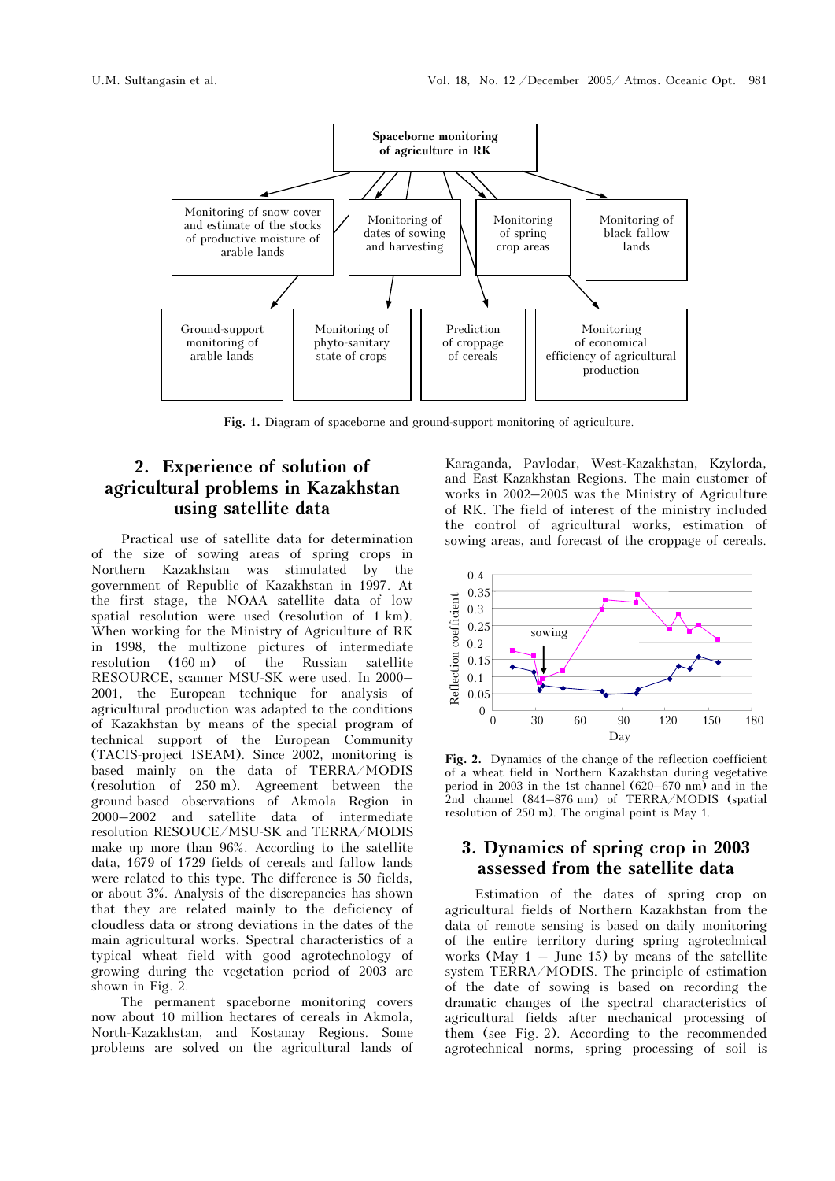Fig. 1. Diagram of spaceborne and ground-support monitoring of agriculture.

## 2. Experience of solution of agricultural problems in Kazakhstan using satellite data

Practical use of satellite data for determination of the size of sowing areas of spring crops in Northern Kazakhstan was stimulated by the government of Republic of Kazakhstan in 1997. At the first stage, the NOAA satellite data of low spatial resolution were used (resolution of 1 km). When working for the Ministry of Agriculture of RK in 1998, the multizone pictures of intermediate resolution (160 m) of the Russian satellite RESOURCE, scanner MSU-SK were used. In 2000–2001, the European technique for analysis of agricultural production was adapted to the conditions of Kazakhstan by means of the special program of technical support of the European Community (TACIS-project ISEAM). Since 2002, monitoring is based mainly on the data of TERRA/MODIS (resolution of 250 m). Agreement between the ground-based observations of Akmola Region in 2000–2002 and satellite data of intermediate resolution RESOUCE/MSU-SK and TERRA/MODIS make up more than 96%. According to the satellite data, 1679 of 1729 fields of cereals and fallow lands were related to this type. The difference is 50 fields, or about 3%. Analysis of the discrepancies has shown that they are related mainly to the deficiency of cloudless data or strong deviations in the dates of the main agricultural works. Spectral characteristics of a typical wheat field with good agrotechnology of growing during the vegetation period of 2003 are shown in Fig. 2.

The permanent spaceborne monitoring covers now about 10 million hectares of cereals in Akmola, North-Kazakhstan, and Kostanay Regions. Some problems are solved on the agricultural lands of Karaganda, Pavlodar, West-Kazakhstan, Kzylorda, and East-Kazakhstan Regions. The main customer of works in 2002–2005 was the Ministry of Agriculture of RK. The field of interest of the ministry included the control of agricultural works, estimation of sowing areas, and forecast of the croppage of cereals.

Fig. 2. Dynamics of the change of the reflection coefficient of a wheat field in Northern Kazakhstan during vegetative period in 2003 in the 1st channel (620–670 nm) and in the 2nd channel (841–876 nm) of TERRA/MODIS (spatial resolution of 250 m). The original point is May 1.

## 3. Dynamics of spring crop in 2003 assessed from the satellite data

Estimation of the dates of spring crop on agricultural fields of Northern Kazakhstan from the data of remote sensing is based on daily monitoring of the entire territory during spring agrotechnical works (May 1 – June 15) by means of the satellite system TERRA/MODIS. The principle of estimation of the date of sowing is based on recording the dramatic changes of the spectral characteristics of agricultural fields after mechanical processing of them (see Fig. 2). According to the recommended agrotechnical norms, spring processing of soil is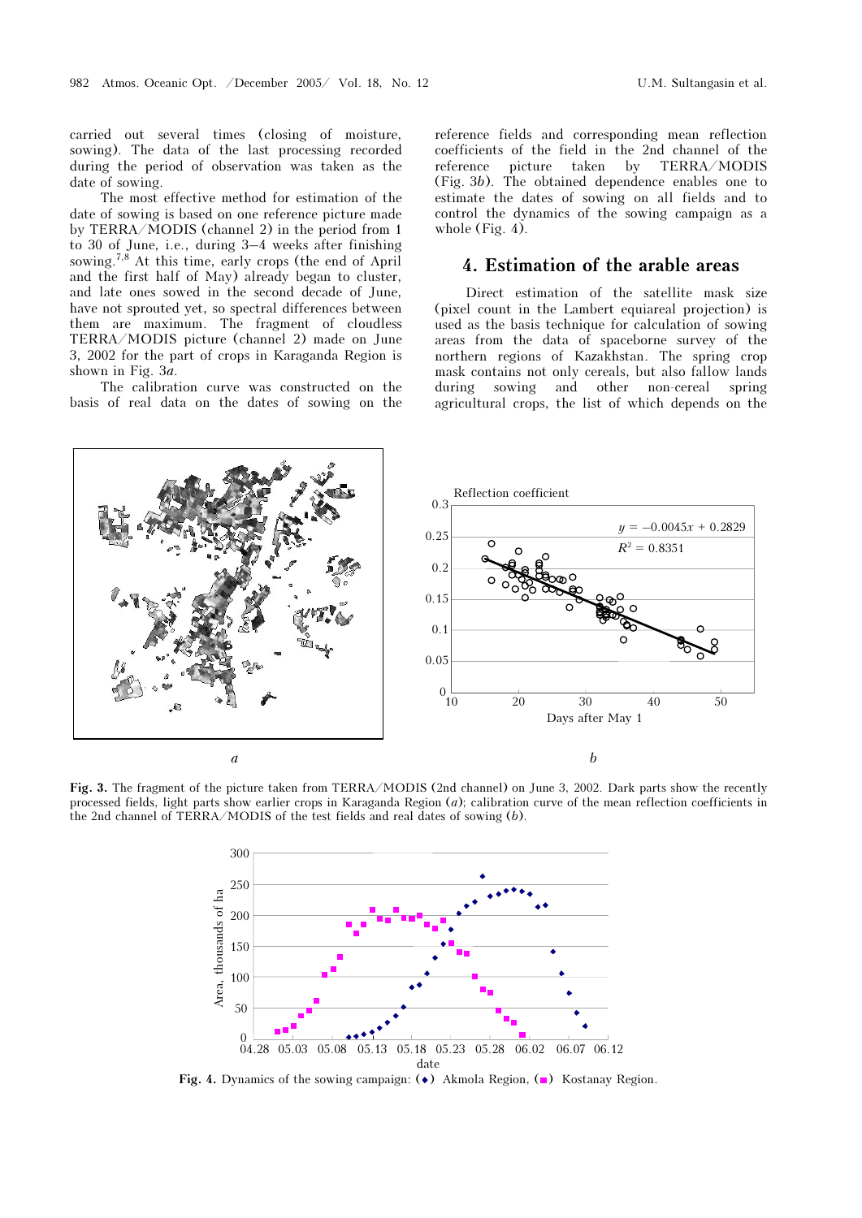carried out several times (closing of moisture, sowing). The data of the last processing recorded during the period of observation was taken as the date of sowing.

The most effective method for estimation of the date of sowing is based on one reference picture made by TERRA/MODIS (channel 2) in the period from 1 to 30 of June, i.e., during 3–4 weeks after finishing sowing.[7,8] At this time, early crops (the end of April and the first half of May) already began to cluster, and late ones sowed in the second decade of June, have not sprouted yet, so spectral differences between them are maximum. The fragment of cloudless TERRA/MODIS picture (channel 2) made on June 3, 2002 for the part of crops in Karaganda Region is shown in Fig. 3*a*.

The calibration curve was constructed on the basis of real data on the dates of sowing on the reference fields and corresponding mean reflection coefficients of the field in the 2nd channel of the reference picture taken by TERRA/MODIS (Fig. 3*b*). The obtained dependence enables one to estimate the dates of sowing on all fields and to control the dynamics of the sowing campaign as a whole (Fig. 4).

## 4. Estimation of the arable areas

Direct estimation of the satellite mask size (pixel count in the Lambert equiareal projection) is used as the basis technique for calculation of sowing areas from the data of spaceborne survey of the northern regions of Kazakhstan. The spring crop mask contains not only cereals, but also fallow lands during sowing and other non-cereal spring agricultural crops, the list of which depends on the

**Fig. 3.** The fragment of the picture taken from TERRA/MODIS (2nd channel) on June 3, 2002. Dark parts show the recently processed fields, light parts show earlier crops in Karaganda Region (*a*); calibration curve of the mean reflection coefficients in the 2nd channel of TERRA/MODIS of the test fields and real dates of sowing (*b*).

**Fig. 4.** Dynamics of the sowing campaign: (◆) Akmola Region, (■) Kostanay Region.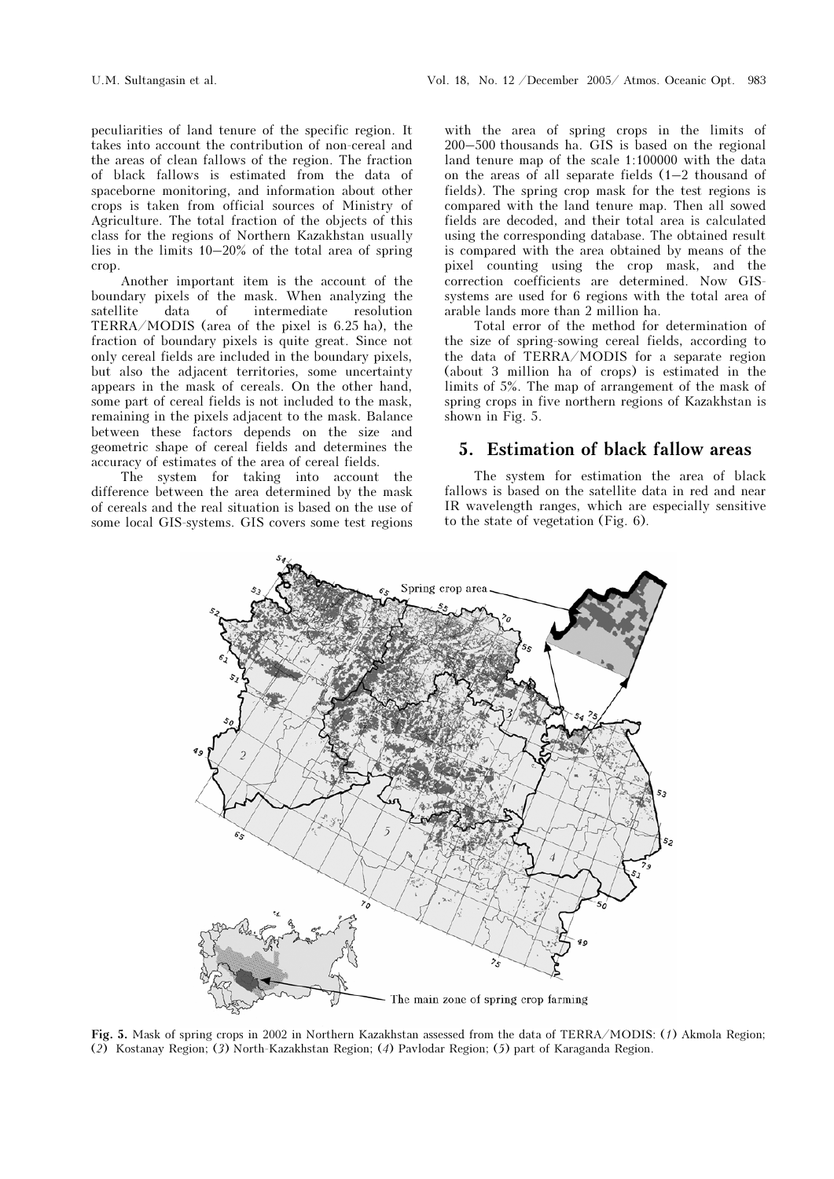peculiarities of land tenure of the specific region. It takes into account the contribution of non-cereal and the areas of clean fallows of the region. The fraction of black fallows is estimated from the data of spaceborne monitoring, and information about other crops is taken from official sources of Ministry of Agriculture. The total fraction of the objects of this class for the regions of Northern Kazakhstan usually lies in the limits 10–20% of the total area of spring crop.

Another important item is the account of the boundary pixels of the mask. When analyzing the satellite data of intermediate resolution TERRA/MODIS (area of the pixel is 6.25 ha), the fraction of boundary pixels is quite great. Since not only cereal fields are included in the boundary pixels, but also the adjacent territories, some uncertainty appears in the mask of cereals. On the other hand, some part of cereal fields is not included to the mask, remaining in the pixels adjacent to the mask. Balance between these factors depends on the size and geometric shape of cereal fields and determines the accuracy of estimates of the area of cereal fields.

The system for taking into account the difference between the area determined by the mask of cereals and the real situation is based on the use of some local GIS-systems. GIS covers some test regions with the area of spring crops in the limits of 200–500 thousands ha. GIS is based on the regional land tenure map of the scale 1:100000 with the data on the areas of all separate fields (1–2 thousand of fields). The spring crop mask for the test regions is compared with the land tenure map. Then all sowed fields are decoded, and their total area is calculated using the corresponding database. The obtained result is compared with the area obtained by means of the pixel counting using the crop mask, and the correction coefficients are determined. Now GIS-systems are used for 6 regions with the total area of arable lands more than 2 million ha.

Total error of the method for determination of the size of spring-sowing cereal fields, according to the data of TERRA/MODIS for a separate region (about 3 million ha of crops) is estimated in the limits of 5%. The map of arrangement of the mask of spring crops in five northern regions of Kazakhstan is shown in Fig. 5.

## 5. Estimation of black fallow areas

The system for estimation the area of black fallows is based on the satellite data in red and near IR wavelength ranges, which are especially sensitive to the state of vegetation (Fig. 6).

**Fig. 5.** Mask of spring crops in 2002 in Northern Kazakhstan assessed from the data of TERRA/MODIS: (*1*) Akmola Region; (*2*) Kostanay Region; (*3*) North-Kazakhstan Region; (*4*) Pavlodar Region; (*5*) part of Karaganda Region.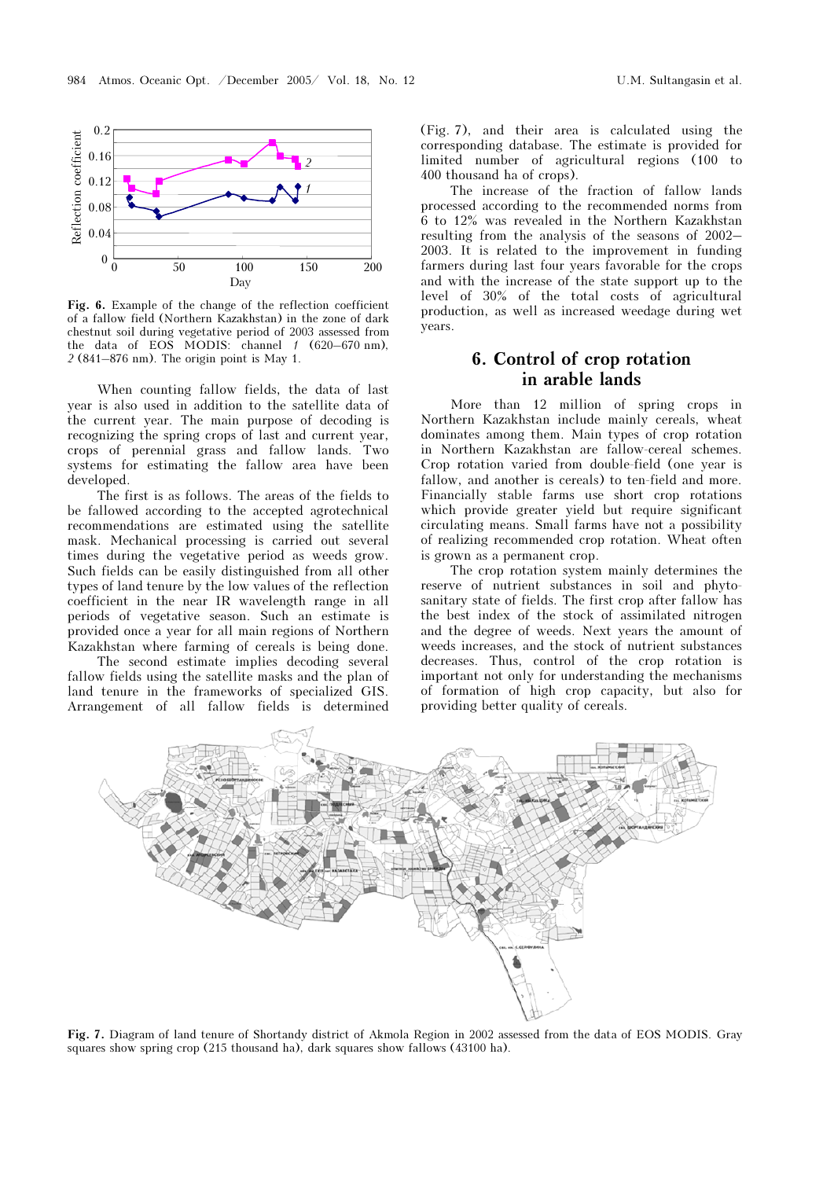Fig. 6. Example of the change of the reflection coefficient of a fallow field (Northern Kazakhstan) in the zone of dark chestnut soil during vegetative period of 2003 assessed from the data of EOS MODIS: channel *1* (620–670 nm), *2* (841–876 nm). The origin point is May 1.

When counting fallow fields, the data of last year is also used in addition to the satellite data of the current year. The main purpose of decoding is recognizing the spring crops of last and current year, crops of perennial grass and fallow lands. Two systems for estimating the fallow area have been developed.

The first is as follows. The areas of the fields to be fallowed according to the accepted agrotechnical recommendations are estimated using the satellite mask. Mechanical processing is carried out several times during the vegetative period as weeds grow. Such fields can be easily distinguished from all other types of land tenure by the low values of the reflection coefficient in the near IR wavelength range in all periods of vegetative season. Such an estimate is provided once a year for all main regions of Northern Kazakhstan where farming of cereals is being done.

The second estimate implies decoding several fallow fields using the satellite masks and the plan of land tenure in the frameworks of specialized GIS. Arrangement of all fallow fields is determined (Fig. 7), and their area is calculated using the corresponding database. The estimate is provided for limited number of agricultural regions (100 to 400 thousand ha of crops).

The increase of the fraction of fallow lands processed according to the recommended norms from 6 to 12% was revealed in the Northern Kazakhstan resulting from the analysis of the seasons of 2002–2003. It is related to the improvement in funding farmers during last four years favorable for the crops and with the increase of the state support up to the level of 30% of the total costs of agricultural production, as well as increased weedage during wet years.

## 6. Control of crop rotation in arable lands

More than 12 million of spring crops in Northern Kazakhstan include mainly cereals, wheat dominates among them. Main types of crop rotation in Northern Kazakhstan are fallow-cereal schemes. Crop rotation varied from double-field (one year is fallow, and another is cereals) to ten-field and more. Financially stable farms use short crop rotations which provide greater yield but require significant circulating means. Small farms have not a possibility of realizing recommended crop rotation. Wheat often is grown as a permanent crop.

The crop rotation system mainly determines the reserve of nutrient substances in soil and phytosanitary state of fields. The first crop after fallow has the best index of the stock of assimilated nitrogen and the degree of weeds. Next years the amount of weeds increases, and the stock of nutrient substances decreases. Thus, control of the crop rotation is important not only for understanding the mechanisms of formation of high crop capacity, but also for providing better quality of cereals.

Fig. 7. Diagram of land tenure of Shortandy district of Akmola Region in 2002 assessed from the data of EOS MODIS. Gray squares show spring crop (215 thousand ha), dark squares show fallows (43100 ha).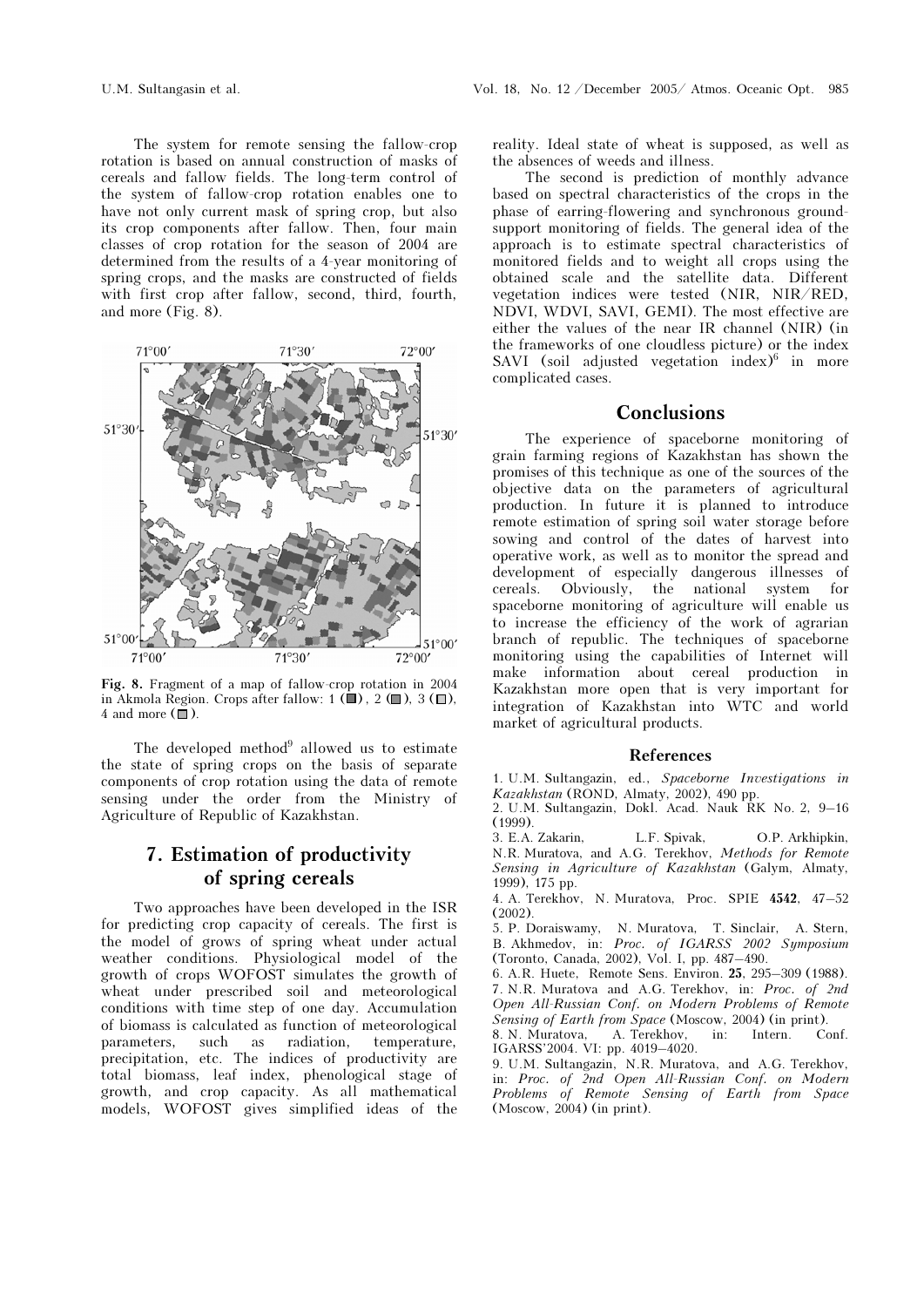The system for remote sensing the fallow-crop rotation is based on annual construction of masks of cereals and fallow fields. The long-term control of the system of fallow-crop rotation enables one to have not only current mask of spring crop, but also its crop components after fallow. Then, four main classes of crop rotation for the season of 2004 are determined from the results of a 4-year monitoring of spring crops, and the masks are constructed of fields with first crop after fallow, second, third, fourth, and more (Fig. 8).

71°00′ 71°30′ 72°00′

51°30′ 51°30′

51°00′ 51°00′

71°00′ 71°30′ 72°00′

**Fig. 8.** Fragment of a map of fallow-crop rotation in 2004 in Akmola Region. Crops after fallow: 1 (■), 2 (■), 3 (■), 4 and more (■).

The developed method[9] allowed us to estimate the state of spring crops on the basis of separate components of crop rotation using the data of remote sensing under the order from the Ministry of Agriculture of Republic of Kazakhstan.

## 7. Estimation of productivity of spring cereals

Two approaches have been developed in the ISR for predicting crop capacity of cereals. The first is the model of grows of spring wheat under actual weather conditions. Physiological model of the growth of crops WOFOST simulates the growth of wheat under prescribed soil and meteorological conditions with time step of one day. Accumulation of biomass is calculated as function of meteorological parameters, such as radiation, temperature, precipitation, etc. The indices of productivity are total biomass, leaf index, phenological stage of growth, and crop capacity. As all mathematical models, WOFOST gives simplified ideas of the reality. Ideal state of wheat is supposed, as well as the absences of weeds and illness.

The second is prediction of monthly advance based on spectral characteristics of the crops in the phase of earring-flowering and synchronous ground-support monitoring of fields. The general idea of the approach is to estimate spectral characteristics of monitored fields and to weight all crops using the obtained scale and the satellite data. Different vegetation indices were tested (NIR, NIR/RED, NDVI, WDVI, SAVI, GEMI). The most effective are either the values of the near IR channel (NIR) (in the frameworks of one cloudless picture) or the index SAVI (soil adjusted vegetation index)[6] in more complicated cases.

## Conclusions

The experience of spaceborne monitoring of grain farming regions of Kazakhstan has shown the promises of this technique as one of the sources of the objective data on the parameters of agricultural production. In future it is planned to introduce remote estimation of spring soil water storage before sowing and control of the dates of harvest into operative work, as well as to monitor the spread and development of especially dangerous illnesses of cereals. Obviously, the national system for spaceborne monitoring of agriculture will enable us to increase the efficiency of the work of agrarian branch of republic. The techniques of spaceborne monitoring using the capabilities of Internet will make information about cereal production in Kazakhstan more open that is very important for integration of Kazakhstan into WTC and world market of agricultural products.

### References

1. U.M. Sultangazin, ed., *Spaceborne Investigations in Kazakhstan* (ROND, Almaty, 2002), 490 pp.
2. U.M. Sultangazin, Dokl. Acad. Nauk RK No. 2, 9–16 (1999).
3. E.A. Zakarin, L.F. Spivak, O.P. Arkhipkin, N.R. Muratova, and A.G. Terekhov, *Methods for Remote Sensing in Agriculture of Kazakhstan* (Galym, Almaty, 1999), 175 pp.
4. A. Terekhov, N. Muratova, Proc. SPIE **4542**, 47–52 (2002).
5. P. Doraiswamy, N. Muratova, T. Sinclair, A. Stern, B. Akhmedov, in: *Proc. of IGARSS 2002 Symposium* (Toronto, Canada, 2002), Vol. I, pp. 487–490.
6. A.R. Huete, Remote Sens. Environ. **25**, 295–309 (1988).
7. N.R. Muratova and A.G. Terekhov, in: *Proc. of 2nd Open All-Russian Conf. on Modern Problems of Remote Sensing of Earth from Space* (Moscow, 2004) (in print).
8. N. Muratova, A. Terekhov, in: Intern. Conf. IGARSS'2004. VI: pp. 4019–4020.
9. U.M. Sultangazin, N.R. Muratova, and A.G. Terekhov, in: *Proc. of 2nd Open All-Russian Conf. on Modern Problems of Remote Sensing of Earth from Space* (Moscow, 2004) (in print).